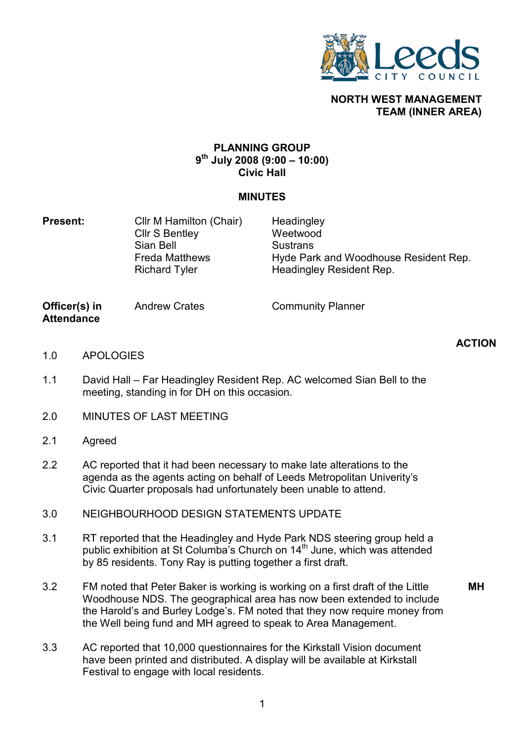**Leeds CITY COUNCIL**

**NORTH WEST MANAGEMENT TEAM (INNER AREA)**

# PLANNING GROUP
## 9th July 2008 (9:00 – 10:00)
## Civic Hall

## MINUTES

| **Present:** | | |
|---|---|---|
| | Cllr M Hamilton (Chair) | Headingley |
| | Cllr S Bentley | Weetwood |
| | Sian Bell | Sustrans |
| | Freda Matthews | Hyde Park and Woodhouse Resident Rep. |
| | Richard Tyler | Headingley Resident Rep. |

| **Officer(s) in Attendance** | Andrew Crates | Community Planner |
|---|---|---|

**ACTION**

1.0 APOLOGIES

1.1 David Hall – Far Headingley Resident Rep. AC welcomed Sian Bell to the meeting, standing in for DH on this occasion.

2.0 MINUTES OF LAST MEETING

2.1 Agreed

2.2 AC reported that it had been necessary to make late alterations to the agenda as the agents acting on behalf of Leeds Metropolitan Univerity's Civic Quarter proposals had unfortunately been unable to attend.

3.0 NEIGHBOURHOOD DESIGN STATEMENTS UPDATE

3.1 RT reported that the Headingley and Hyde Park NDS steering group held a public exhibition at St Columba's Church on 14th June, which was attended by 85 residents. Tony Ray is putting together a first draft.

3.2 FM noted that Peter Baker is working is working on a first draft of the Little Woodhouse NDS. The geographical area has now been extended to include the Harold's and Burley Lodge's. FM noted that they now require money from the Well being fund and MH agreed to speak to Area Management. **MH**

3.3 AC reported that 10,000 questionnaires for the Kirkstall Vision document have been printed and distributed. A display will be available at Kirkstall Festival to engage with local residents.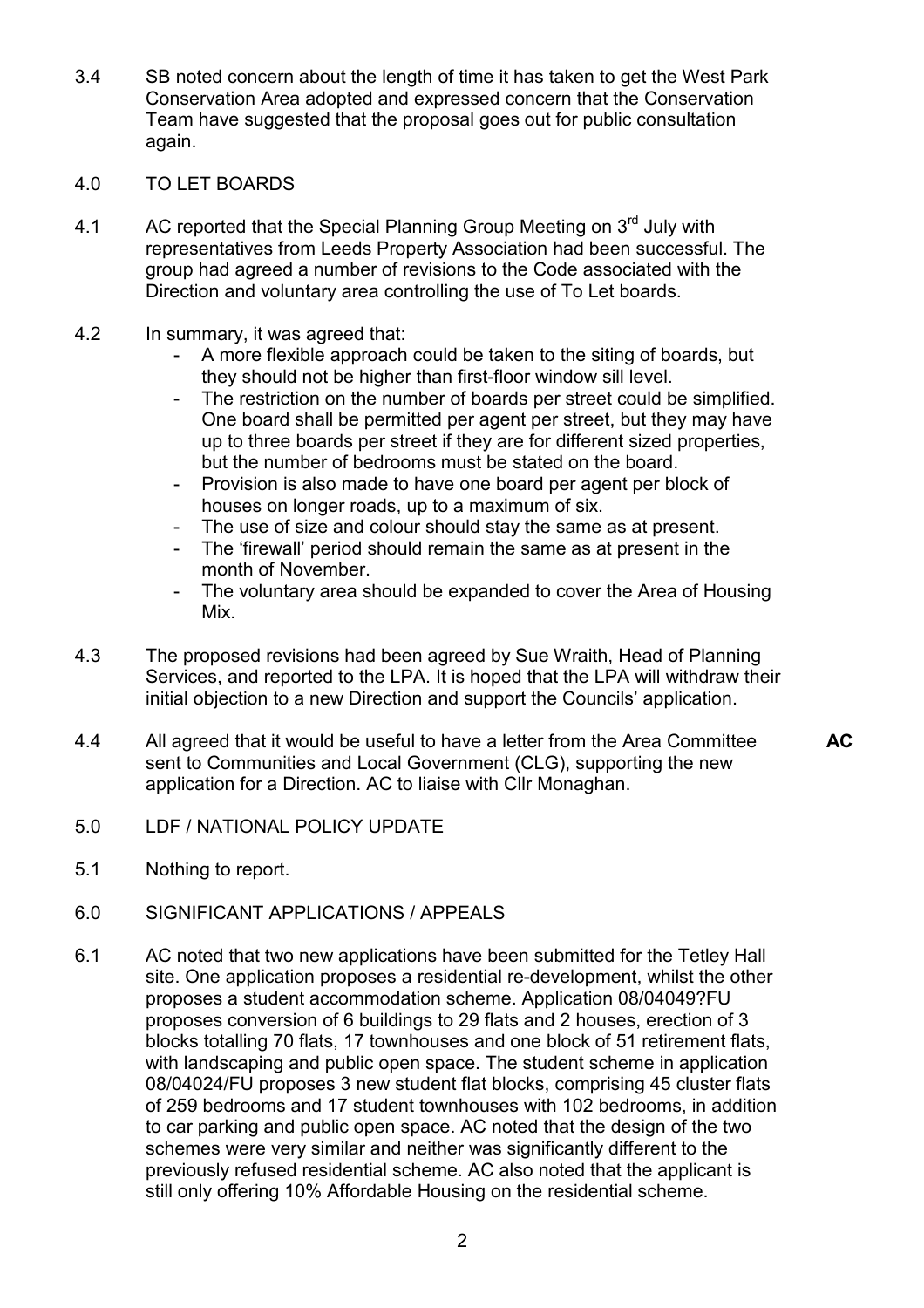3.4 SB noted concern about the length of time it has taken to get the West Park Conservation Area adopted and expressed concern that the Conservation Team have suggested that the proposal goes out for public consultation again.

## 4.0 TO LET BOARDS

4.1 AC reported that the Special Planning Group Meeting on 3rd July with representatives from Leeds Property Association had been successful. The group had agreed a number of revisions to the Code associated with the Direction and voluntary area controlling the use of To Let boards.

4.2 In summary, it was agreed that:

- A more flexible approach could be taken to the siting of boards, but they should not be higher than first-floor window sill level.
- The restriction on the number of boards per street could be simplified. One board shall be permitted per agent per street, but they may have up to three boards per street if they are for different sized properties, but the number of bedrooms must be stated on the board.
- Provision is also made to have one board per agent per block of houses on longer roads, up to a maximum of six.
- The use of size and colour should stay the same as at present.
- The 'firewall' period should remain the same as at present in the month of November.
- The voluntary area should be expanded to cover the Area of Housing Mix.

4.3 The proposed revisions had been agreed by Sue Wraith, Head of Planning Services, and reported to the LPA. It is hoped that the LPA will withdraw their initial objection to a new Direction and support the Councils' application.

4.4 All agreed that it would be useful to have a letter from the Area Committee sent to Communities and Local Government (CLG), supporting the new application for a Direction. AC to liaise with Cllr Monaghan. **AC**

## 5.0 LDF / NATIONAL POLICY UPDATE

5.1 Nothing to report.

## 6.0 SIGNIFICANT APPLICATIONS / APPEALS

6.1 AC noted that two new applications have been submitted for the Tetley Hall site. One application proposes a residential re-development, whilst the other proposes a student accommodation scheme. Application 08/04049?FU proposes conversion of 6 buildings to 29 flats and 2 houses, erection of 3 blocks totalling 70 flats, 17 townhouses and one block of 51 retirement flats, with landscaping and public open space. The student scheme in application 08/04024/FU proposes 3 new student flat blocks, comprising 45 cluster flats of 259 bedrooms and 17 student townhouses with 102 bedrooms, in addition to car parking and public open space. AC noted that the design of the two schemes were very similar and neither was significantly different to the previously refused residential scheme. AC also noted that the applicant is still only offering 10% Affordable Housing on the residential scheme.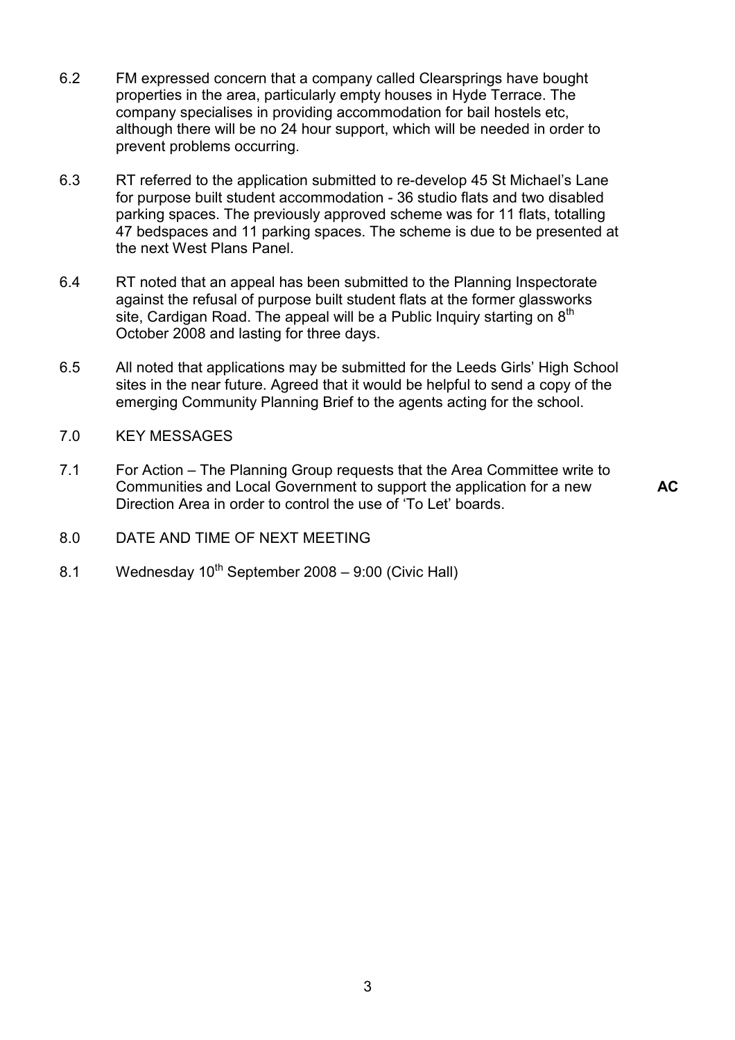6.2 FM expressed concern that a company called Clearsprings have bought properties in the area, particularly empty houses in Hyde Terrace. The company specialises in providing accommodation for bail hostels etc, although there will be no 24 hour support, which will be needed in order to prevent problems occurring.

6.3 RT referred to the application submitted to re-develop 45 St Michael's Lane for purpose built student accommodation - 36 studio flats and two disabled parking spaces. The previously approved scheme was for 11 flats, totalling 47 bedspaces and 11 parking spaces. The scheme is due to be presented at the next West Plans Panel.

6.4 RT noted that an appeal has been submitted to the Planning Inspectorate against the refusal of purpose built student flats at the former glassworks site, Cardigan Road. The appeal will be a Public Inquiry starting on 8th October 2008 and lasting for three days.

6.5 All noted that applications may be submitted for the Leeds Girls' High School sites in the near future. Agreed that it would be helpful to send a copy of the emerging Community Planning Brief to the agents acting for the school.

7.0 KEY MESSAGES

7.1 For Action – The Planning Group requests that the Area Committee write to Communities and Local Government to support the application for a new Direction Area in order to control the use of 'To Let' boards. **AC**

8.0 DATE AND TIME OF NEXT MEETING

8.1 Wednesday 10th September 2008 – 9:00 (Civic Hall)